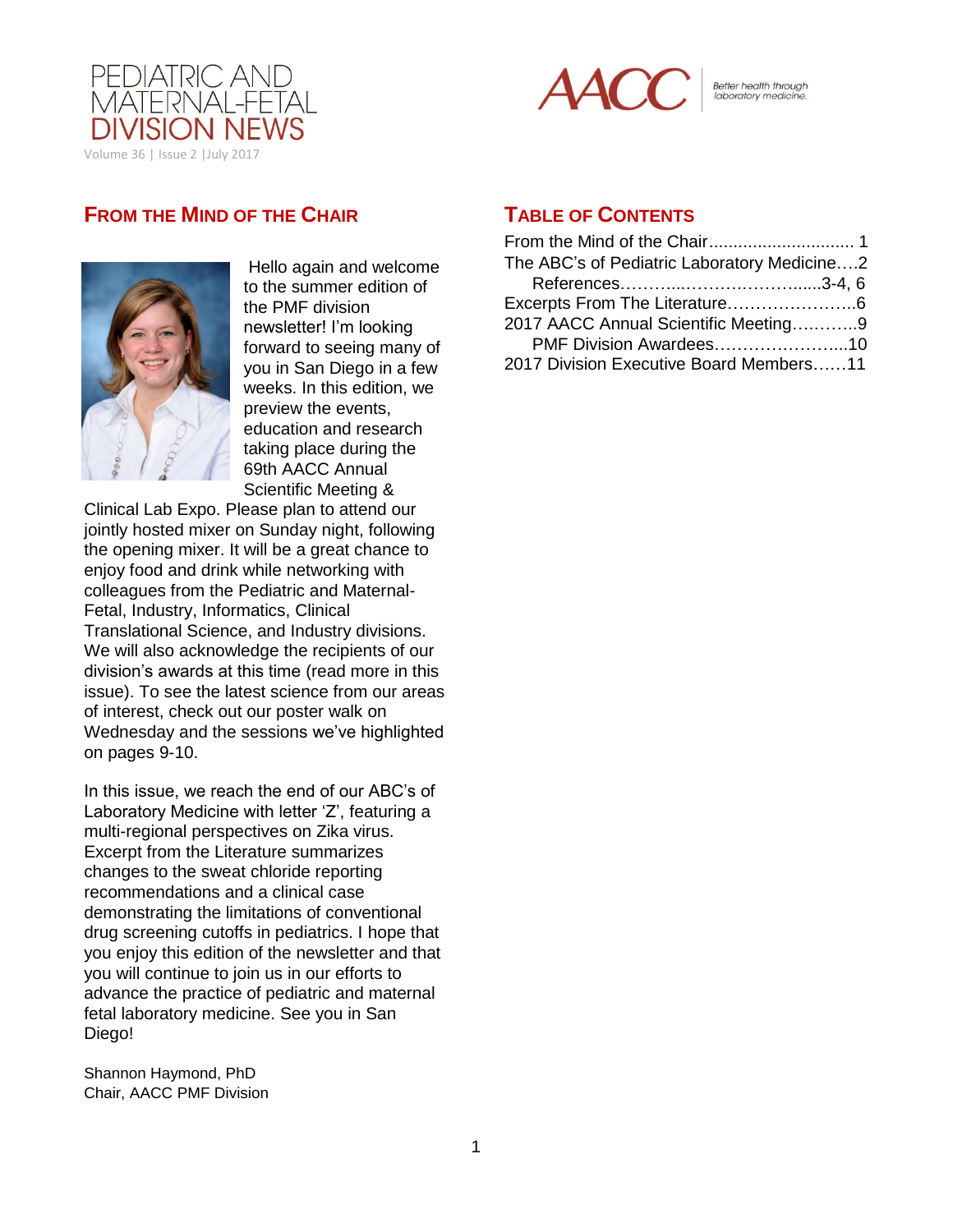# PEDIATRIC AND MATERNAL-FETAL DIVISION NEWS

Volume 36 | Issue 2 | July 2017

AACC — Better health through laboratory medicine.

## FROM THE MIND OF THE CHAIR

Hello again and welcome to the summer edition of the PMF division newsletter! I'm looking forward to seeing many of you in San Diego in a few weeks. In this edition, we preview the events, education and research taking place during the 69th AACC Annual Scientific Meeting & Clinical Lab Expo. Please plan to attend our jointly hosted mixer on Sunday night, following the opening mixer. It will be a great chance to enjoy food and drink while networking with colleagues from the Pediatric and Maternal-Fetal, Industry, Informatics, Clinical Translational Science, and Industry divisions. We will also acknowledge the recipients of our division's awards at this time (read more in this issue). To see the latest science from our areas of interest, check out our poster walk on Wednesday and the sessions we've highlighted on pages 9-10.

In this issue, we reach the end of our ABC's of Laboratory Medicine with letter 'Z', featuring a multi-regional perspectives on Zika virus. Excerpt from the Literature summarizes changes to the sweat chloride reporting recommendations and a clinical case demonstrating the limitations of conventional drug screening cutoffs in pediatrics. I hope that you enjoy this edition of the newsletter and that you will continue to join us in our efforts to advance the practice of pediatric and maternal fetal laboratory medicine. See you in San Diego!

Shannon Haymond, PhD
Chair, AACC PMF Division

## TABLE OF CONTENTS

From the Mind of the Chair............................. 1
The ABC's of Pediatric Laboratory Medicine….2
    References………..……….……….......3-4, 6
Excerpts From The Literature…………………..6
2017 AACC Annual Scientific Meeting…..……..9
    PMF Division Awardees…………………....10
2017 Division Executive Board Members……11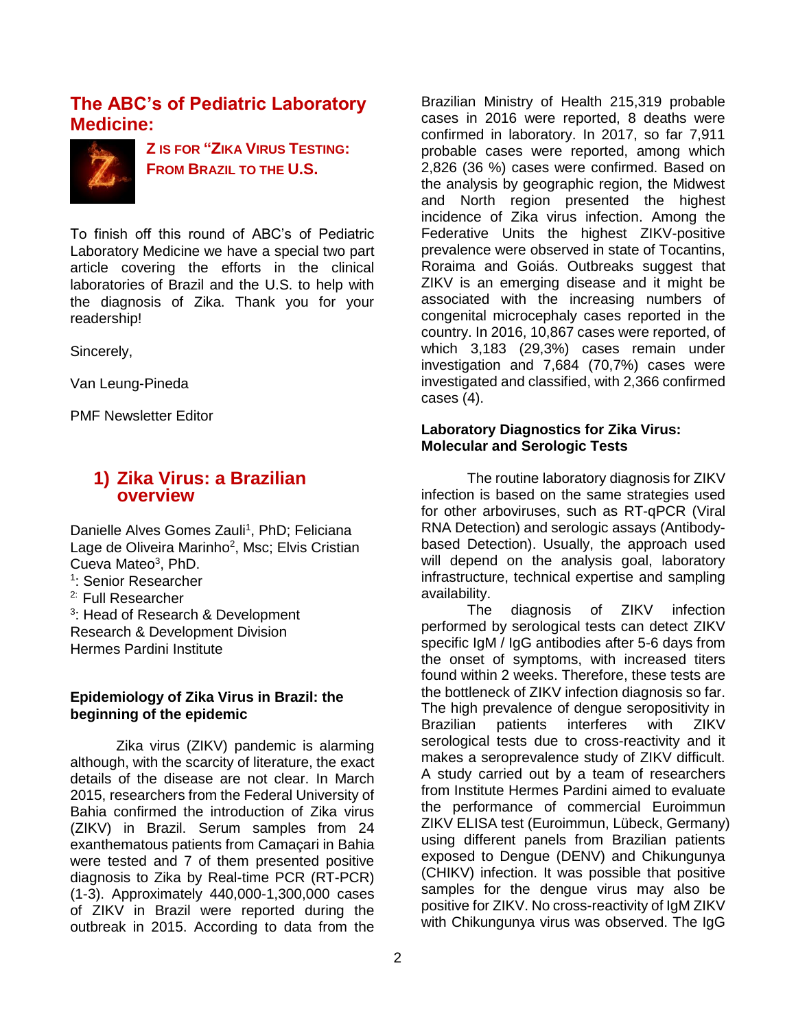## The ABC's of Pediatric Laboratory Medicine:

### Z IS FOR "ZIKA VIRUS TESTING: FROM BRAZIL TO THE U.S.

To finish off this round of ABC's of Pediatric Laboratory Medicine we have a special two part article covering the efforts in the clinical laboratories of Brazil and the U.S. to help with the diagnosis of Zika. Thank you for your readership!

Sincerely,

Van Leung-Pineda

PMF Newsletter Editor

## 1) Zika Virus: a Brazilian overview

Danielle Alves Gomes Zauli[1], PhD; Feliciana Lage de Oliveira Marinho[2], Msc; Elvis Cristian Cueva Mateo[3], PhD.

[1]: Senior Researcher

[2]: Full Researcher

[3]: Head of Research & Development

Research & Development Division

Hermes Pardini Institute

**Epidemiology of Zika Virus in Brazil: the beginning of the epidemic**

Zika virus (ZIKV) pandemic is alarming although, with the scarcity of literature, the exact details of the disease are not clear. In March 2015, researchers from the Federal University of Bahia confirmed the introduction of Zika virus (ZIKV) in Brazil. Serum samples from 24 exanthematous patients from Camaçari in Bahia were tested and 7 of them presented positive diagnosis to Zika by Real-time PCR (RT-PCR) (1-3). Approximately 440,000-1,300,000 cases of ZIKV in Brazil were reported during the outbreak in 2015. According to data from the Brazilian Ministry of Health 215,319 probable cases in 2016 were reported, 8 deaths were confirmed in laboratory. In 2017, so far 7,911 probable cases were reported, among which 2,826 (36 %) cases were confirmed. Based on the analysis by geographic region, the Midwest and North region presented the highest incidence of Zika virus infection. Among the Federative Units the highest ZIKV-positive prevalence were observed in state of Tocantins, Roraima and Goiás. Outbreaks suggest that ZIKV is an emerging disease and it might be associated with the increasing numbers of congenital microcephaly cases reported in the country. In 2016, 10,867 cases were reported, of which 3,183 (29,3%) cases remain under investigation and 7,684 (70,7%) cases were investigated and classified, with 2,366 confirmed cases (4).

**Laboratory Diagnostics for Zika Virus: Molecular and Serologic Tests**

The routine laboratory diagnosis for ZIKV infection is based on the same strategies used for other arboviruses, such as RT-qPCR (Viral RNA Detection) and serologic assays (Antibody-based Detection). Usually, the approach used will depend on the analysis goal, laboratory infrastructure, technical expertise and sampling availability.

The diagnosis of ZIKV infection performed by serological tests can detect ZIKV specific IgM / IgG antibodies after 5-6 days from the onset of symptoms, with increased titers found within 2 weeks. Therefore, these tests are the bottleneck of ZIKV infection diagnosis so far. The high prevalence of dengue seropositivity in Brazilian patients interferes with ZIKV serological tests due to cross-reactivity and it makes a seroprevalence study of ZIKV difficult. A study carried out by a team of researchers from Institute Hermes Pardini aimed to evaluate the performance of commercial Euroimmun ZIKV ELISA test (Euroimmun, Lübeck, Germany) using different panels from Brazilian patients exposed to Dengue (DENV) and Chikungunya (CHIKV) infection. It was possible that positive samples for the dengue virus may also be positive for ZIKV. No cross-reactivity of IgM ZIKV with Chikungunya virus was observed. The IgG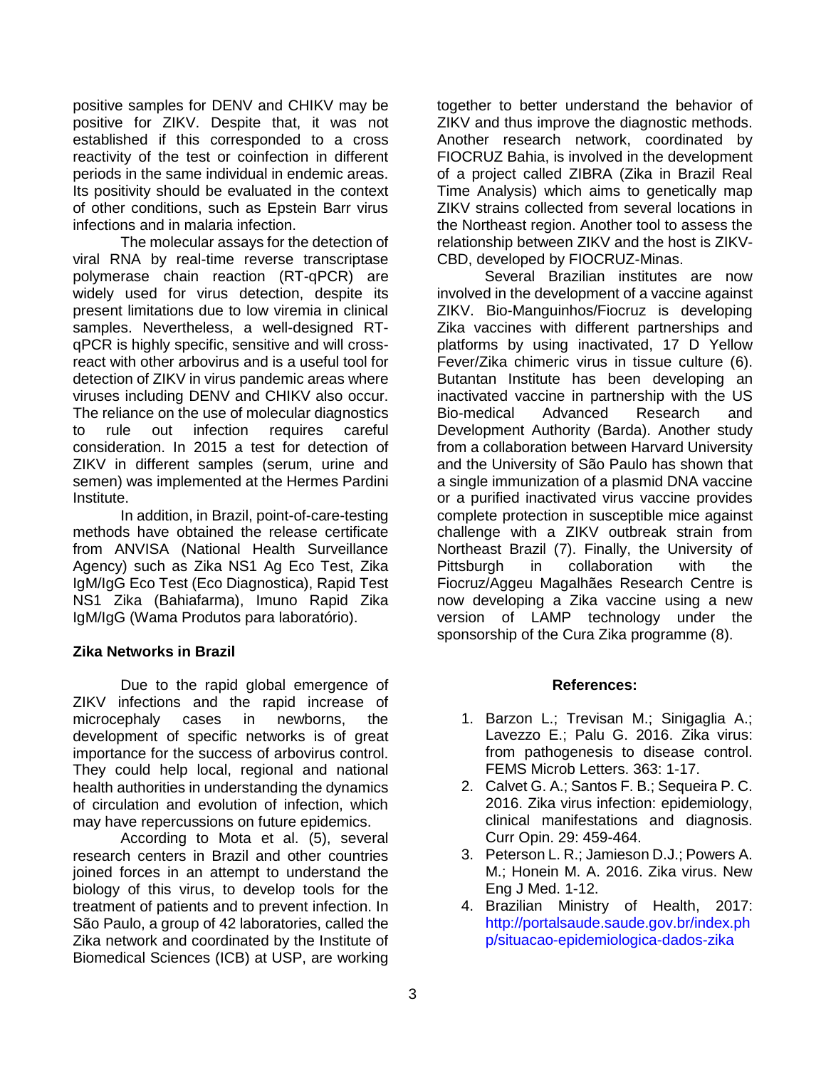positive samples for DENV and CHIKV may be positive for ZIKV. Despite that, it was not established if this corresponded to a cross reactivity of the test or coinfection in different periods in the same individual in endemic areas. Its positivity should be evaluated in the context of other conditions, such as Epstein Barr virus infections and in malaria infection.

The molecular assays for the detection of viral RNA by real-time reverse transcriptase polymerase chain reaction (RT-qPCR) are widely used for virus detection, despite its present limitations due to low viremia in clinical samples. Nevertheless, a well-designed RT-qPCR is highly specific, sensitive and will cross-react with other arbovirus and is a useful tool for detection of ZIKV in virus pandemic areas where viruses including DENV and CHIKV also occur. The reliance on the use of molecular diagnostics to rule out infection requires careful consideration. In 2015 a test for detection of ZIKV in different samples (serum, urine and semen) was implemented at the Hermes Pardini Institute.

In addition, in Brazil, point-of-care-testing methods have obtained the release certificate from ANVISA (National Health Surveillance Agency) such as Zika NS1 Ag Eco Test, Zika IgM/IgG Eco Test (Eco Diagnostica), Rapid Test NS1 Zika (Bahiafarma), Imuno Rapid Zika IgM/IgG (Wama Produtos para laboratório).

## Zika Networks in Brazil

Due to the rapid global emergence of ZIKV infections and the rapid increase of microcephaly cases in newborns, the development of specific networks is of great importance for the success of arbovirus control. They could help local, regional and national health authorities in understanding the dynamics of circulation and evolution of infection, which may have repercussions on future epidemics.

According to Mota et al. (5), several research centers in Brazil and other countries joined forces in an attempt to understand the biology of this virus, to develop tools for the treatment of patients and to prevent infection. In São Paulo, a group of 42 laboratories, called the Zika network and coordinated by the Institute of Biomedical Sciences (ICB) at USP, are working together to better understand the behavior of ZIKV and thus improve the diagnostic methods. Another research network, coordinated by FIOCRUZ Bahia, is involved in the development of a project called ZIBRA (Zika in Brazil Real Time Analysis) which aims to genetically map ZIKV strains collected from several locations in the Northeast region. Another tool to assess the relationship between ZIKV and the host is ZIKV-CBD, developed by FIOCRUZ-Minas.

Several Brazilian institutes are now involved in the development of a vaccine against ZIKV. Bio-Manguinhos/Fiocruz is developing Zika vaccines with different partnerships and platforms by using inactivated, 17 D Yellow Fever/Zika chimeric virus in tissue culture (6). Butantan Institute has been developing an inactivated vaccine in partnership with the US Bio-medical Advanced Research and Development Authority (Barda). Another study from a collaboration between Harvard University and the University of São Paulo has shown that a single immunization of a plasmid DNA vaccine or a purified inactivated virus vaccine provides complete protection in susceptible mice against challenge with a ZIKV outbreak strain from Northeast Brazil (7). Finally, the University of Pittsburgh in collaboration with the Fiocruz/Aggeu Magalhães Research Centre is now developing a Zika vaccine using a new version of LAMP technology under the sponsorship of the Cura Zika programme (8).

## References:

1. Barzon L.; Trevisan M.; Sinigaglia A.; Lavezzo E.; Palu G. 2016. Zika virus: from pathogenesis to disease control. FEMS Microb Letters. 363: 1-17.
2. Calvet G. A.; Santos F. B.; Sequeira P. C. 2016. Zika virus infection: epidemiology, clinical manifestations and diagnosis. Curr Opin. 29: 459-464.
3. Peterson L. R.; Jamieson D.J.; Powers A. M.; Honein M. A. 2016. Zika virus. New Eng J Med. 1-12.
4. Brazilian Ministry of Health, 2017: http://portalsaude.saude.gov.br/index.php/situacao-epidemiologica-dados-zika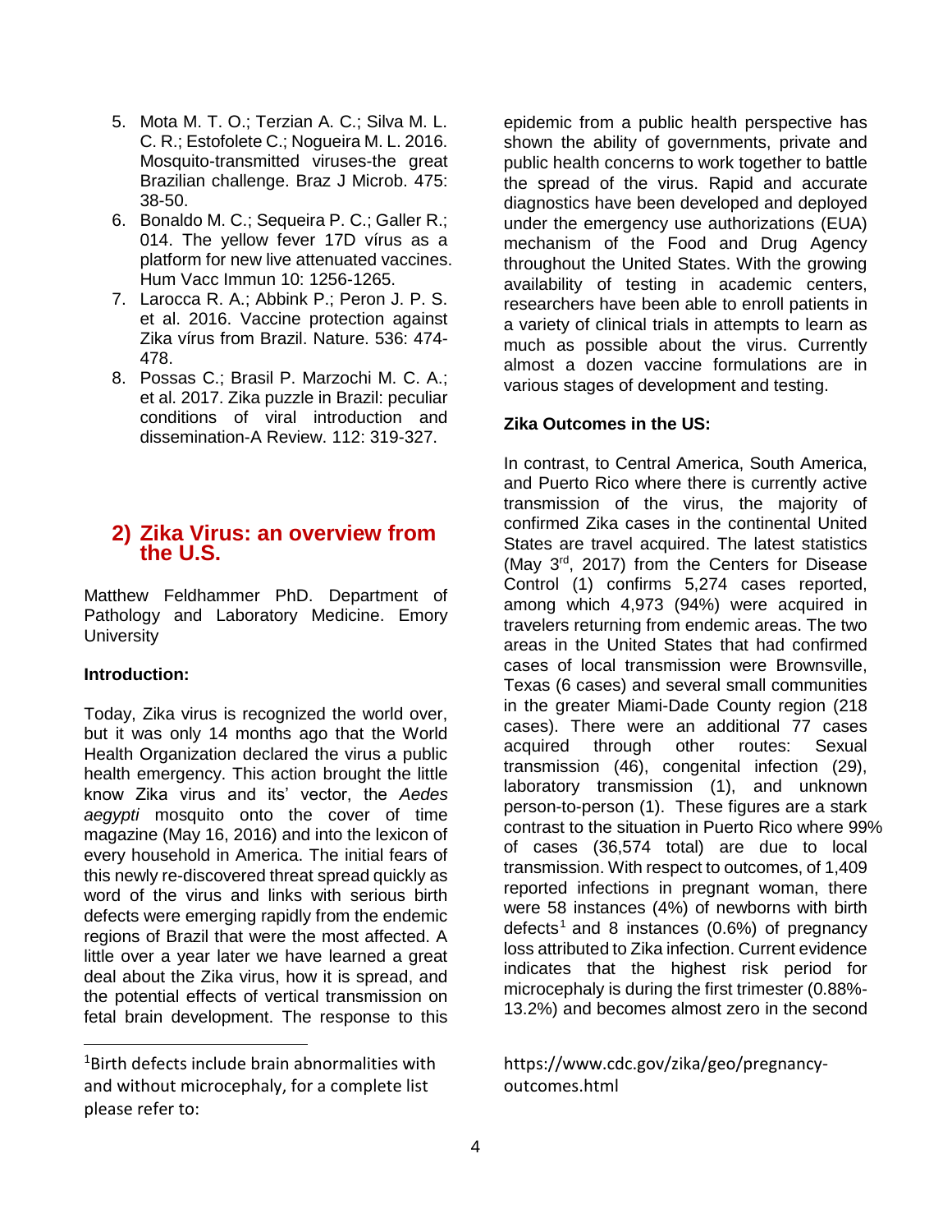5. Mota M. T. O.; Terzian A. C.; Silva M. L. C. R.; Estofolete C.; Nogueira M. L. 2016. Mosquito-transmitted viruses-the great Brazilian challenge. Braz J Microb. 475: 38-50.
6. Bonaldo M. C.; Sequeira P. C.; Galler R.; 014. The yellow fever 17D vírus as a platform for new live attenuated vaccines. Hum Vacc Immun 10: 1256-1265.
7. Larocca R. A.; Abbink P.; Peron J. P. S. et al. 2016. Vaccine protection against Zika vírus from Brazil. Nature. 536: 474-478.
8. Possas C.; Brasil P. Marzochi M. C. A.; et al. 2017. Zika puzzle in Brazil: peculiar conditions of viral introduction and dissemination-A Review. 112: 319-327.

## 2) Zika Virus: an overview from the U.S.

Matthew Feldhammer PhD. Department of Pathology and Laboratory Medicine. Emory University

**Introduction:**

Today, Zika virus is recognized the world over, but it was only 14 months ago that the World Health Organization declared the virus a public health emergency. This action brought the little know Zika virus and its' vector, the *Aedes aegypti* mosquito onto the cover of time magazine (May 16, 2016) and into the lexicon of every household in America. The initial fears of this newly re-discovered threat spread quickly as word of the virus and links with serious birth defects were emerging rapidly from the endemic regions of Brazil that were the most affected. A little over a year later we have learned a great deal about the Zika virus, how it is spread, and the potential effects of vertical transmission on fetal brain development. The response to this epidemic from a public health perspective has shown the ability of governments, private and public health concerns to work together to battle the spread of the virus. Rapid and accurate diagnostics have been developed and deployed under the emergency use authorizations (EUA) mechanism of the Food and Drug Agency throughout the United States. With the growing availability of testing in academic centers, researchers have been able to enroll patients in a variety of clinical trials in attempts to learn as much as possible about the virus. Currently almost a dozen vaccine formulations are in various stages of development and testing.

**Zika Outcomes in the US:**

In contrast, to Central America, South America, and Puerto Rico where there is currently active transmission of the virus, the majority of confirmed Zika cases in the continental United States are travel acquired. The latest statistics (May 3rd, 2017) from the Centers for Disease Control (1) confirms 5,274 cases reported, among which 4,973 (94%) were acquired in travelers returning from endemic areas. The two areas in the United States that had confirmed cases of local transmission were Brownsville, Texas (6 cases) and several small communities in the greater Miami-Dade County region (218 cases). There were an additional 77 cases acquired through other routes: Sexual transmission (46), congenital infection (29), laboratory transmission (1), and unknown person-to-person (1). These figures are a stark contrast to the situation in Puerto Rico where 99% of cases (36,574 total) are due to local transmission. With respect to outcomes, of 1,409 reported infections in pregnant woman, there were 58 instances (4%) of newborns with birth defects[1] and 8 instances (0.6%) of pregnancy loss attributed to Zika infection. Current evidence indicates that the highest risk period for microcephaly is during the first trimester (0.88%-13.2%) and becomes almost zero in the second

[1]Birth defects include brain abnormalities with and without microcephaly, for a complete list please refer to: https://www.cdc.gov/zika/geo/pregnancy-outcomes.html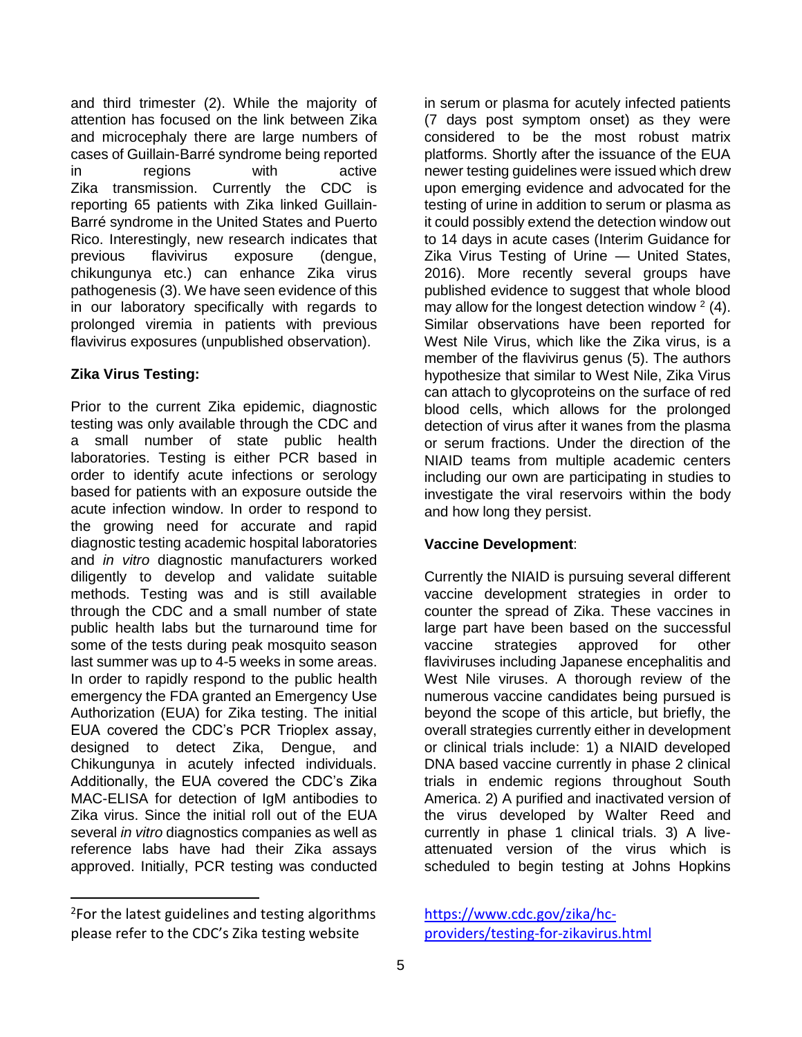and third trimester (2). While the majority of attention has focused on the link between Zika and microcephaly there are large numbers of cases of Guillain-Barré syndrome being reported in regions with active Zika transmission. Currently the CDC is reporting 65 patients with Zika linked Guillain-Barré syndrome in the United States and Puerto Rico. Interestingly, new research indicates that previous flavivirus exposure (dengue, chikungunya etc.) can enhance Zika virus pathogenesis (3). We have seen evidence of this in our laboratory specifically with regards to prolonged viremia in patients with previous flavivirus exposures (unpublished observation).

**Zika Virus Testing:**

Prior to the current Zika epidemic, diagnostic testing was only available through the CDC and a small number of state public health laboratories. Testing is either PCR based in order to identify acute infections or serology based for patients with an exposure outside the acute infection window. In order to respond to the growing need for accurate and rapid diagnostic testing academic hospital laboratories and *in vitro* diagnostic manufacturers worked diligently to develop and validate suitable methods. Testing was and is still available through the CDC and a small number of state public health labs but the turnaround time for some of the tests during peak mosquito season last summer was up to 4-5 weeks in some areas. In order to rapidly respond to the public health emergency the FDA granted an Emergency Use Authorization (EUA) for Zika testing. The initial EUA covered the CDC's PCR Trioplex assay, designed to detect Zika, Dengue, and Chikungunya in acutely infected individuals. Additionally, the EUA covered the CDC's Zika MAC-ELISA for detection of IgM antibodies to Zika virus. Since the initial roll out of the EUA several *in vitro* diagnostics companies as well as reference labs have had their Zika assays approved. Initially, PCR testing was conducted in serum or plasma for acutely infected patients (7 days post symptom onset) as they were considered to be the most robust matrix platforms. Shortly after the issuance of the EUA newer testing guidelines were issued which drew upon emerging evidence and advocated for the testing of urine in addition to serum or plasma as it could possibly extend the detection window out to 14 days in acute cases (Interim Guidance for Zika Virus Testing of Urine — United States, 2016). More recently several groups have published evidence to suggest that whole blood may allow for the longest detection window [2] (4). Similar observations have been reported for West Nile Virus, which like the Zika virus, is a member of the flavivirus genus (5). The authors hypothesize that similar to West Nile, Zika Virus can attach to glycoproteins on the surface of red blood cells, which allows for the prolonged detection of virus after it wanes from the plasma or serum fractions. Under the direction of the NIAID teams from multiple academic centers including our own are participating in studies to investigate the viral reservoirs within the body and how long they persist.

**Vaccine Development**:

Currently the NIAID is pursuing several different vaccine development strategies in order to counter the spread of Zika. These vaccines in large part have been based on the successful vaccine strategies approved for other flaviviruses including Japanese encephalitis and West Nile viruses. A thorough review of the numerous vaccine candidates being pursued is beyond the scope of this article, but briefly, the overall strategies currently either in development or clinical trials include: 1) a NIAID developed DNA based vaccine currently in phase 2 clinical trials in endemic regions throughout South America. 2) A purified and inactivated version of the virus developed by Walter Reed and currently in phase 1 clinical trials. 3) A live-attenuated version of the virus which is scheduled to begin testing at Johns Hopkins

---

[2] For the latest guidelines and testing algorithms please refer to the CDC's Zika testing website https://www.cdc.gov/zika/hc-providers/testing-for-zikavirus.html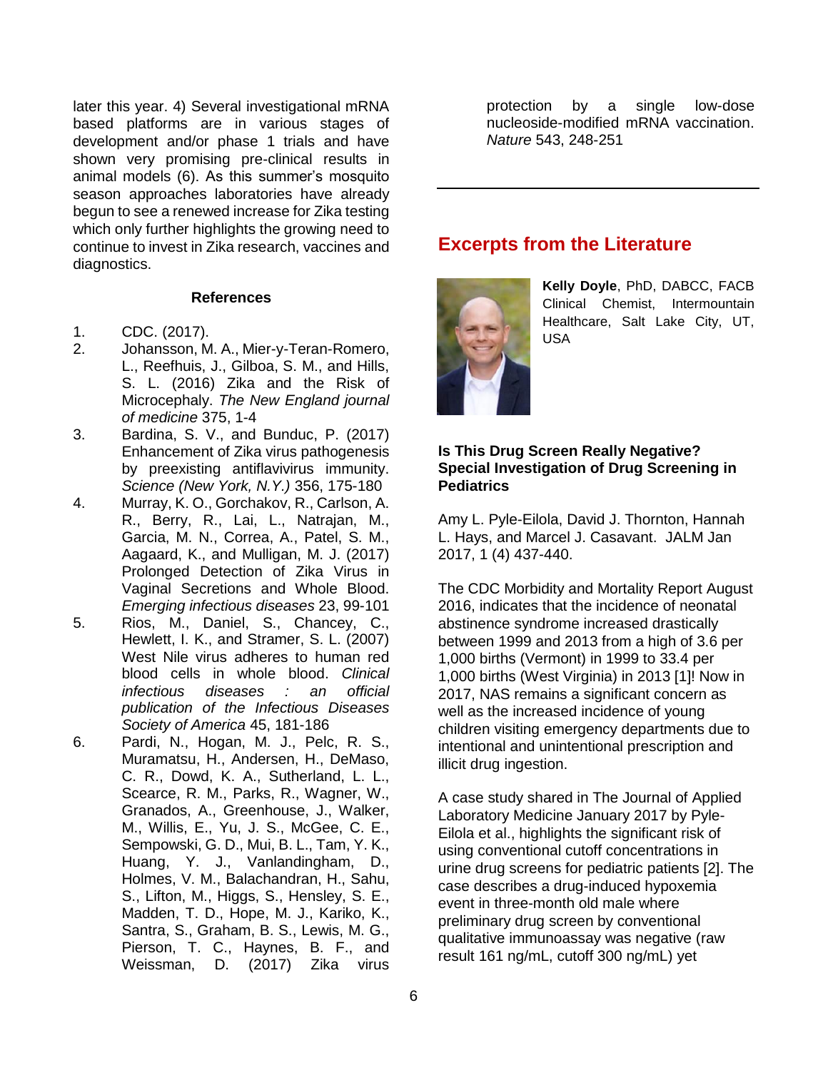later this year. 4) Several investigational mRNA based platforms are in various stages of development and/or phase 1 trials and have shown very promising pre-clinical results in animal models (6). As this summer's mosquito season approaches laboratories have already begun to see a renewed increase for Zika testing which only further highlights the growing need to continue to invest in Zika research, vaccines and diagnostics.

#### References

1. CDC. (2017).
2. Johansson, M. A., Mier-y-Teran-Romero, L., Reefhuis, J., Gilboa, S. M., and Hills, S. L. (2016) Zika and the Risk of Microcephaly. *The New England journal of medicine* 375, 1-4
3. Bardina, S. V., and Bunduc, P. (2017) Enhancement of Zika virus pathogenesis by preexisting antiflavivirus immunity. *Science (New York, N.Y.)* 356, 175-180
4. Murray, K. O., Gorchakov, R., Carlson, A. R., Berry, R., Lai, L., Natrajan, M., Garcia, M. N., Correa, A., Patel, S. M., Aagaard, K., and Mulligan, M. J. (2017) Prolonged Detection of Zika Virus in Vaginal Secretions and Whole Blood. *Emerging infectious diseases* 23, 99-101
5. Rios, M., Daniel, S., Chancey, C., Hewlett, I. K., and Stramer, S. L. (2007) West Nile virus adheres to human red blood cells in whole blood. *Clinical infectious diseases : an official publication of the Infectious Diseases Society of America* 45, 181-186
6. Pardi, N., Hogan, M. J., Pelc, R. S., Muramatsu, H., Andersen, H., DeMaso, C. R., Dowd, K. A., Sutherland, L. L., Scearce, R. M., Parks, R., Wagner, W., Granados, A., Greenhouse, J., Walker, M., Willis, E., Yu, J. S., McGee, C. E., Sempowski, G. D., Mui, B. L., Tam, Y. K., Huang, Y. J., Vanlandingham, D., Holmes, V. M., Balachandran, H., Sahu, S., Lifton, M., Higgs, S., Hensley, S. E., Madden, T. D., Hope, M. J., Kariko, K., Santra, S., Graham, B. S., Lewis, M. G., Pierson, T. C., Haynes, B. F., and Weissman, D. (2017) Zika virus protection by a single low-dose nucleoside-modified mRNA vaccination. *Nature* 543, 248-251

---

## Excerpts from the Literature

**Kelly Doyle**, PhD, DABCC, FACB
Clinical Chemist, Intermountain Healthcare, Salt Lake City, UT, USA

### Is This Drug Screen Really Negative? Special Investigation of Drug Screening in Pediatrics

Amy L. Pyle-Eilola, David J. Thornton, Hannah L. Hays, and Marcel J. Casavant. JALM Jan 2017, 1 (4) 437-440.

The CDC Morbidity and Mortality Report August 2016, indicates that the incidence of neonatal abstinence syndrome increased drastically between 1999 and 2013 from a high of 3.6 per 1,000 births (Vermont) in 1999 to 33.4 per 1,000 births (West Virginia) in 2013 [1]! Now in 2017, NAS remains a significant concern as well as the increased incidence of young children visiting emergency departments due to intentional and unintentional prescription and illicit drug ingestion.

A case study shared in The Journal of Applied Laboratory Medicine January 2017 by Pyle-Eilola et al., highlights the significant risk of using conventional cutoff concentrations in urine drug screens for pediatric patients [2]. The case describes a drug-induced hypoxemia event in three-month old male where preliminary drug screen by conventional qualitative immunoassay was negative (raw result 161 ng/mL, cutoff 300 ng/mL) yet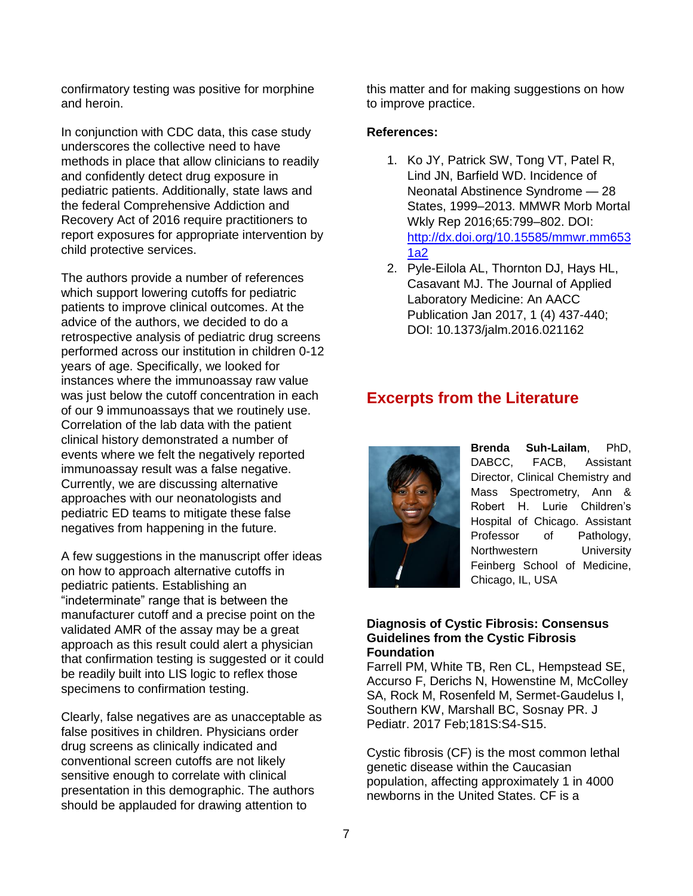confirmatory testing was positive for morphine and heroin.

In conjunction with CDC data, this case study underscores the collective need to have methods in place that allow clinicians to readily and confidently detect drug exposure in pediatric patients. Additionally, state laws and the federal Comprehensive Addiction and Recovery Act of 2016 require practitioners to report exposures for appropriate intervention by child protective services.

The authors provide a number of references which support lowering cutoffs for pediatric patients to improve clinical outcomes. At the advice of the authors, we decided to do a retrospective analysis of pediatric drug screens performed across our institution in children 0-12 years of age. Specifically, we looked for instances where the immunoassay raw value was just below the cutoff concentration in each of our 9 immunoassays that we routinely use. Correlation of the lab data with the patient clinical history demonstrated a number of events where we felt the negatively reported immunoassay result was a false negative. Currently, we are discussing alternative approaches with our neonatologists and pediatric ED teams to mitigate these false negatives from happening in the future.

A few suggestions in the manuscript offer ideas on how to approach alternative cutoffs in pediatric patients. Establishing an "indeterminate" range that is between the manufacturer cutoff and a precise point on the validated AMR of the assay may be a great approach as this result could alert a physician that confirmation testing is suggested or it could be readily built into LIS logic to reflex those specimens to confirmation testing.

Clearly, false negatives are as unacceptable as false positives in children. Physicians order drug screens as clinically indicated and conventional screen cutoffs are not likely sensitive enough to correlate with clinical presentation in this demographic. The authors should be applauded for drawing attention to this matter and for making suggestions on how to improve practice.

**References:**

1. Ko JY, Patrick SW, Tong VT, Patel R, Lind JN, Barfield WD. Incidence of Neonatal Abstinence Syndrome — 28 States, 1999–2013. MMWR Morb Mortal Wkly Rep 2016;65:799–802. DOI: http://dx.doi.org/10.15585/mmwr.mm6531a2
2. Pyle-Eilola AL, Thornton DJ, Hays HL, Casavant MJ. The Journal of Applied Laboratory Medicine: An AACC Publication Jan 2017, 1 (4) 437-440; DOI: 10.1373/jalm.2016.021162

## Excerpts from the Literature

**Brenda Suh-Lailam**, PhD, DABCC, FACB, Assistant Director, Clinical Chemistry and Mass Spectrometry, Ann & Robert H. Lurie Children's Hospital of Chicago. Assistant Professor of Pathology, Northwestern University Feinberg School of Medicine, Chicago, IL, USA

**Diagnosis of Cystic Fibrosis: Consensus Guidelines from the Cystic Fibrosis Foundation**

Farrell PM, White TB, Ren CL, Hempstead SE, Accurso F, Derichs N, Howenstine M, McColley SA, Rock M, Rosenfeld M, Sermet-Gaudelus I, Southern KW, Marshall BC, Sosnay PR. J Pediatr. 2017 Feb;181S:S4-S15.

Cystic fibrosis (CF) is the most common lethal genetic disease within the Caucasian population, affecting approximately 1 in 4000 newborns in the United States. CF is a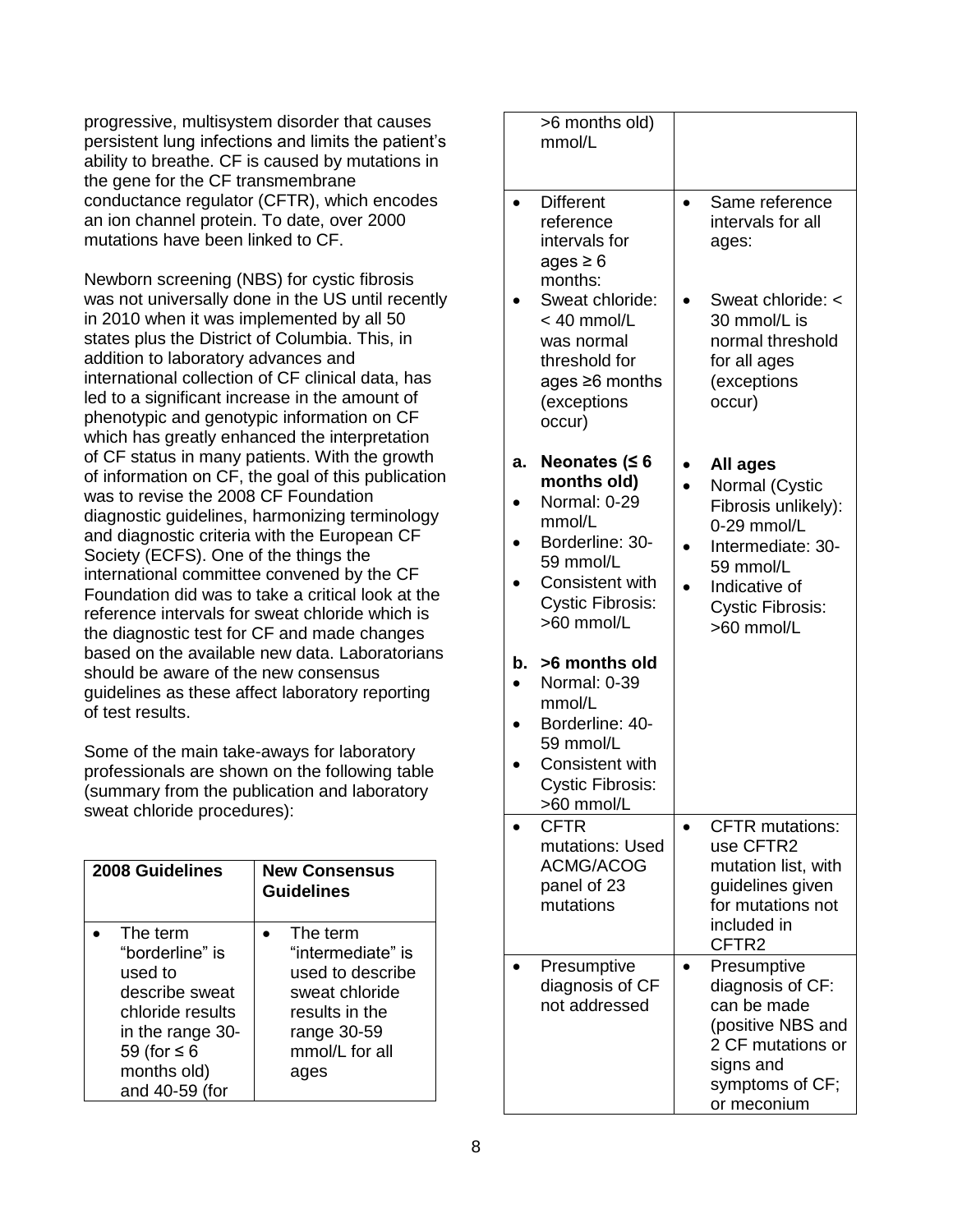progressive, multisystem disorder that causes persistent lung infections and limits the patient's ability to breathe. CF is caused by mutations in the gene for the CF transmembrane conductance regulator (CFTR), which encodes an ion channel protein. To date, over 2000 mutations have been linked to CF.

Newborn screening (NBS) for cystic fibrosis was not universally done in the US until recently in 2010 when it was implemented by all 50 states plus the District of Columbia. This, in addition to laboratory advances and international collection of CF clinical data, has led to a significant increase in the amount of phenotypic and genotypic information on CF which has greatly enhanced the interpretation of CF status in many patients. With the growth of information on CF, the goal of this publication was to revise the 2008 CF Foundation diagnostic guidelines, harmonizing terminology and diagnostic criteria with the European CF Society (ECFS). One of the things the international committee convened by the CF Foundation did was to take a critical look at the reference intervals for sweat chloride which is the diagnostic test for CF and made changes based on the available new data. Laboratorians should be aware of the new consensus guidelines as these affect laboratory reporting of test results.

Some of the main take-aways for laboratory professionals are shown on the following table (summary from the publication and laboratory sweat chloride procedures):

| 2008 Guidelines | New Consensus Guidelines |
|---|---|
| • The term "borderline" is used to describe sweat chloride results in the range 30-59 (for ≤ 6 months old) and 40-59 (for >6 months old) mmol/L | • The term "intermediate" is used to describe sweat chloride results in the range 30-59 mmol/L for all ages |
| • Different reference intervals for ages ≥ 6 months:<br>• Sweat chloride: < 40 mmol/L was normal threshold for ages ≥6 months (exceptions occur) | • Same reference intervals for all ages:<br>• Sweat chloride: < 30 mmol/L is normal threshold for all ages (exceptions occur) |
| **a. Neonates (≤ 6 months old)**<br>• Normal: 0-29 mmol/L<br>• Borderline: 30-59 mmol/L<br>• Consistent with Cystic Fibrosis: >60 mmol/L<br><br>**b. >6 months old**<br>• Normal: 0-39 mmol/L<br>• Borderline: 40-59 mmol/L<br>• Consistent with Cystic Fibrosis: >60 mmol/L | • **All ages**<br>• Normal (Cystic Fibrosis unlikely): 0-29 mmol/L<br>• Intermediate: 30-59 mmol/L<br>• Indicative of Cystic Fibrosis: >60 mmol/L |
| • CFTR mutations: Used ACMG/ACOG panel of 23 mutations | • CFTR mutations: use CFTR2 mutation list, with guidelines given for mutations not included in CFTR2 |
| • Presumptive diagnosis of CF not addressed | • Presumptive diagnosis of CF: can be made (positive NBS and 2 CF mutations or signs and symptoms of CF; or meconium |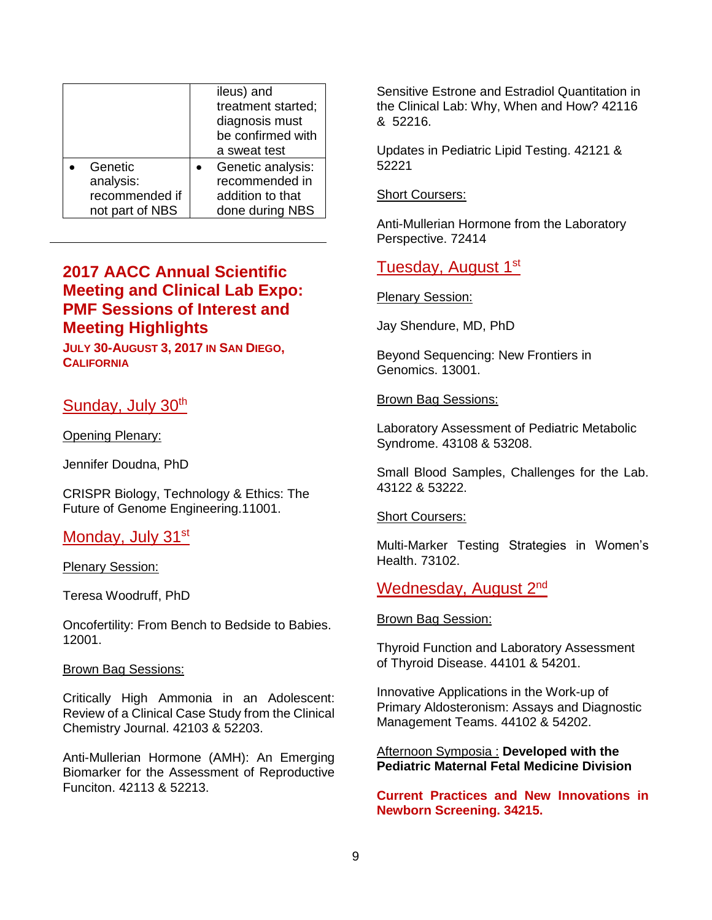| | |
|---|---|
| | ileus) and treatment started; diagnosis must be confirmed with a sweat test |
| • Genetic analysis: recommended if not part of NBS | • Genetic analysis: recommended in addition to that done during NBS |

---

## 2017 AACC Annual Scientific Meeting and Clinical Lab Expo: PMF Sessions of Interest and Meeting Highlights

**JULY 30-AUGUST 3, 2017 IN SAN DIEGO, CALIFORNIA**

### Sunday, July 30th

Opening Plenary:

Jennifer Doudna, PhD

CRISPR Biology, Technology & Ethics: The Future of Genome Engineering.11001.

### Monday, July 31st

Plenary Session:

Teresa Woodruff, PhD

Oncofertility: From Bench to Bedside to Babies. 12001.

Brown Bag Sessions:

Critically High Ammonia in an Adolescent: Review of a Clinical Case Study from the Clinical Chemistry Journal. 42103 & 52203.

Anti-Mullerian Hormone (AMH): An Emerging Biomarker for the Assessment of Reproductive Funciton. 42113 & 52213.

Sensitive Estrone and Estradiol Quantitation in the Clinical Lab: Why, When and How? 42116 & 52216.

Updates in Pediatric Lipid Testing. 42121 & 52221

Short Coursers:

Anti-Mullerian Hormone from the Laboratory Perspective. 72414

### Tuesday, August 1st

Plenary Session:

Jay Shendure, MD, PhD

Beyond Sequencing: New Frontiers in Genomics. 13001.

Brown Bag Sessions:

Laboratory Assessment of Pediatric Metabolic Syndrome. 43108 & 53208.

Small Blood Samples, Challenges for the Lab. 43122 & 53222.

Short Coursers:

Multi-Marker Testing Strategies in Women's Health. 73102.

### Wednesday, August 2nd

Brown Bag Session:

Thyroid Function and Laboratory Assessment of Thyroid Disease. 44101 & 54201.

Innovative Applications in the Work-up of Primary Aldosteronism: Assays and Diagnostic Management Teams. 44102 & 54202.

Afternoon Symposia : **Developed with the Pediatric Maternal Fetal Medicine Division**

**Current Practices and New Innovations in Newborn Screening. 34215.**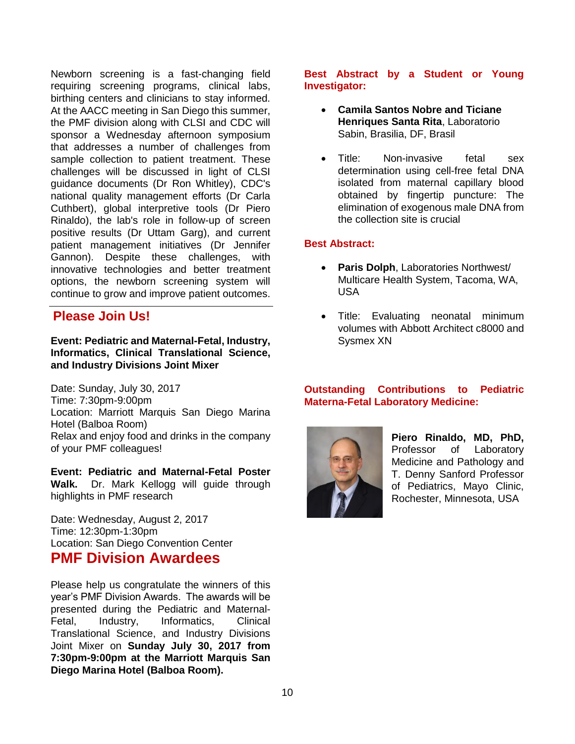Newborn screening is a fast-changing field requiring screening programs, clinical labs, birthing centers and clinicians to stay informed. At the AACC meeting in San Diego this summer, the PMF division along with CLSI and CDC will sponsor a Wednesday afternoon symposium that addresses a number of challenges from sample collection to patient treatment. These challenges will be discussed in light of CLSI guidance documents (Dr Ron Whitley), CDC's national quality management efforts (Dr Carla Cuthbert), global interpretive tools (Dr Piero Rinaldo), the lab's role in follow-up of screen positive results (Dr Uttam Garg), and current patient management initiatives (Dr Jennifer Gannon). Despite these challenges, with innovative technologies and better treatment options, the newborn screening system will continue to grow and improve patient outcomes.

## Please Join Us!

**Event: Pediatric and Maternal-Fetal, Industry, Informatics, Clinical Translational Science, and Industry Divisions Joint Mixer**

Date: Sunday, July 30, 2017
Time: 7:30pm-9:00pm
Location: Marriott Marquis San Diego Marina Hotel (Balboa Room)
Relax and enjoy food and drinks in the company of your PMF colleagues!

**Event: Pediatric and Maternal-Fetal Poster Walk.** Dr. Mark Kellogg will guide through highlights in PMF research

Date: Wednesday, August 2, 2017
Time: 12:30pm-1:30pm
Location: San Diego Convention Center

## PMF Division Awardees

Please help us congratulate the winners of this year's PMF Division Awards. The awards will be presented during the Pediatric and Maternal-Fetal, Industry, Informatics, Clinical Translational Science, and Industry Divisions Joint Mixer on **Sunday July 30, 2017 from 7:30pm-9:00pm at the Marriott Marquis San Diego Marina Hotel (Balboa Room).**

### Best Abstract by a Student or Young Investigator:

- **Camila Santos Nobre and Ticiane Henriques Santa Rita**, Laboratorio Sabin, Brasilia, DF, Brasil
- Title: Non-invasive fetal sex determination using cell-free fetal DNA isolated from maternal capillary blood obtained by fingertip puncture: The elimination of exogenous male DNA from the collection site is crucial

### Best Abstract:

- **Paris Dolph**, Laboratories Northwest/ Multicare Health System, Tacoma, WA, USA
- Title: Evaluating neonatal minimum volumes with Abbott Architect c8000 and Sysmex XN

### Outstanding Contributions to Pediatric Materna-Fetal Laboratory Medicine:

**Piero Rinaldo, MD, PhD,** Professor of Laboratory Medicine and Pathology and T. Denny Sanford Professor of Pediatrics, Mayo Clinic, Rochester, Minnesota, USA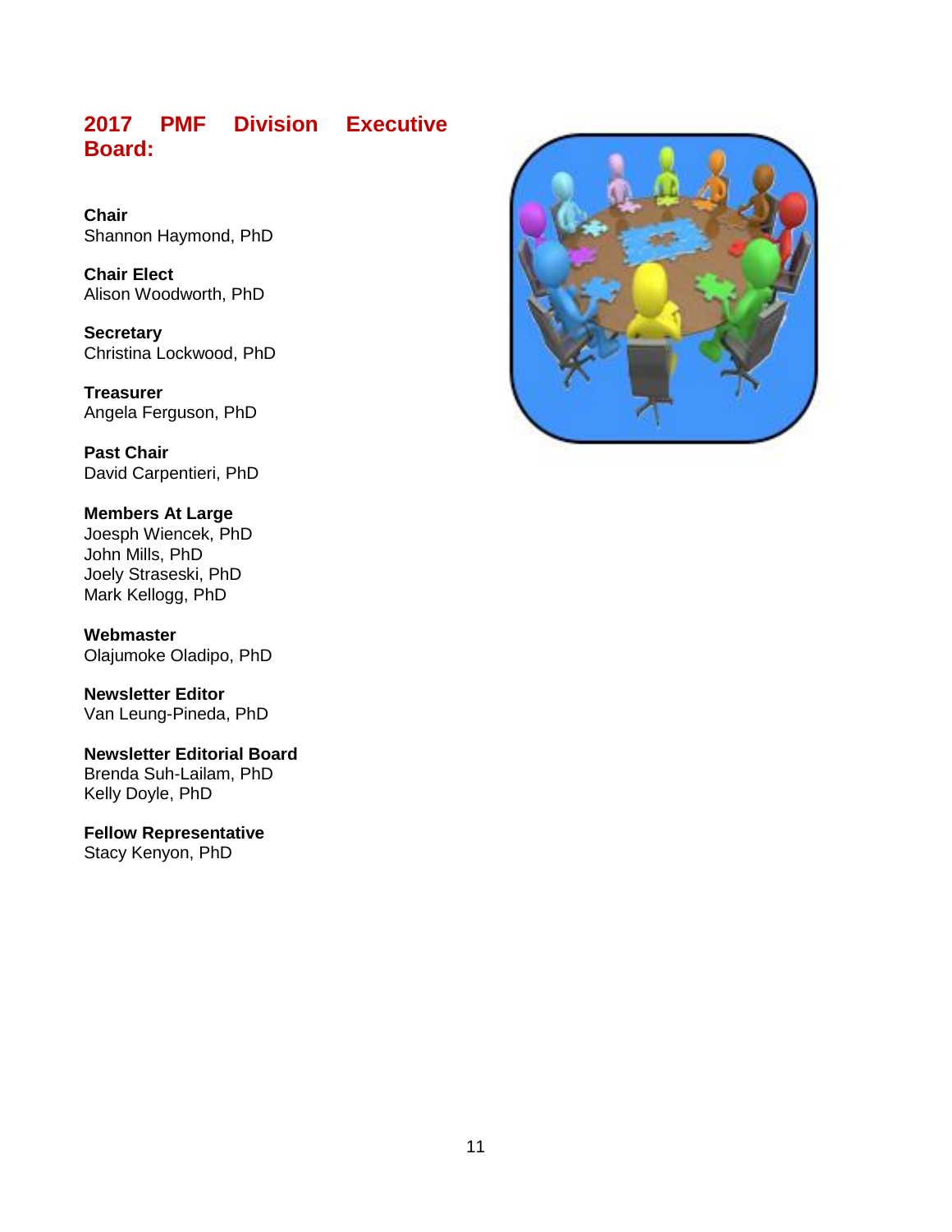## 2017 PMF Division Executive Board:

**Chair**
Shannon Haymond, PhD

**Chair Elect**
Alison Woodworth, PhD

**Secretary**
Christina Lockwood, PhD

**Treasurer**
Angela Ferguson, PhD

**Past Chair**
David Carpentieri, PhD

**Members At Large**
Joesph Wiencek, PhD
John Mills, PhD
Joely Straseski, PhD
Mark Kellogg, PhD

**Webmaster**
Olajumoke Oladipo, PhD

**Newsletter Editor**
Van Leung-Pineda, PhD

**Newsletter Editorial Board**
Brenda Suh-Lailam, PhD
Kelly Doyle, PhD

**Fellow Representative**
Stacy Kenyon, PhD